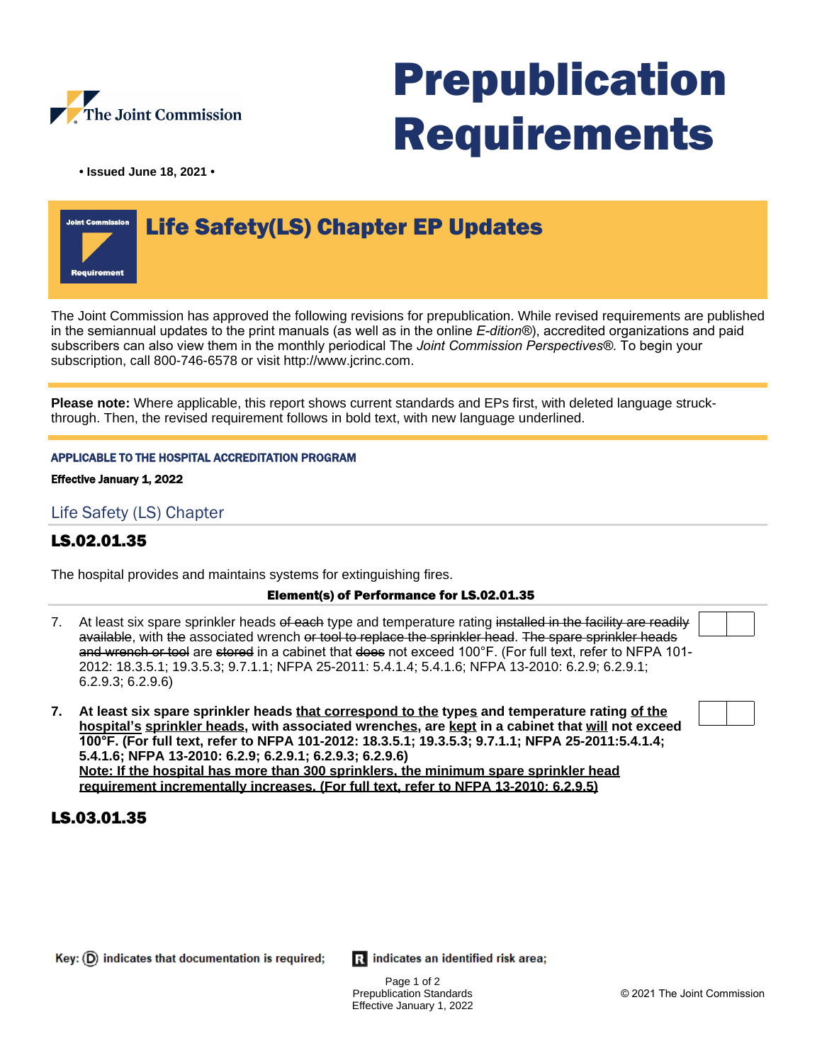The Joint Commission

# Prepublication Requirements

**• Issued June 18, 2021 •**

Joint Commission Requirement

## Life Safety(LS) Chapter EP Updates

The Joint Commission has approved the following revisions for prepublication. While revised requirements are published in the semiannual updates to the print manuals (as well as in the online *E-dition*®), accredited organizations and paid subscribers can also view them in the monthly periodical The *Joint Commission Perspectives®.* To begin your subscription, call 800-746-6578 or visit http://www.jcrinc.com.

**Please note:** Where applicable, this report shows current standards and EPs first, with deleted language struck-through. Then, the revised requirement follows in bold text, with new language underlined.

**APPLICABLE TO THE HOSPITAL ACCREDITATION PROGRAM**

**Effective January 1, 2022**

### Life Safety (LS) Chapter

## LS.02.01.35

The hospital provides and maintains systems for extinguishing fires.

**Element(s) of Performance for LS.02.01.35**

7. At least six spare sprinkler heads ~~of each~~ type and temperature rating ~~installed in the facility are readily available~~, with ~~the~~ associated wrench ~~or tool to replace the sprinkler head~~. ~~The spare sprinkler heads and wrench or tool~~ are ~~stored~~ in a cabinet that ~~does~~ not exceed 100°F. (For full text, refer to NFPA 101-2012: 18.3.5.1; 19.3.5.3; 9.7.1.1; NFPA 25-2011: 5.4.1.4; 5.4.1.6; NFPA 13-2010: 6.2.9; 6.2.9.1; 6.2.9.3; 6.2.9.6)

**7. At least six spare sprinkler heads <u>that correspond to the</u> type<u>s</u> and temperature rating <u>of the hospital's</u> <u>sprinkler heads</u>, with associated wrench<u>es</u>, are <u>kept</u> in a cabinet that <u>will</u> not exceed 100°F. (For full text, refer to NFPA 101-2012: 18.3.5.1; 19.3.5.3; 9.7.1.1; NFPA 25-2011:5.4.1.4; 5.4.1.6; NFPA 13-2010: 6.2.9; 6.2.9.1; 6.2.9.3; 6.2.9.6)**
**<u>Note: If the hospital has more than 300 sprinklers, the minimum spare sprinkler head requirement incrementally increases. (For full text, refer to NFPA 13-2010: 6.2.9.5)</u>**

## LS.03.01.35

Key: (D) indicates that documentation is required; R indicates an identified risk area;

Prepublication Standards
Effective January 1, 2022

© 2021 The Joint Commission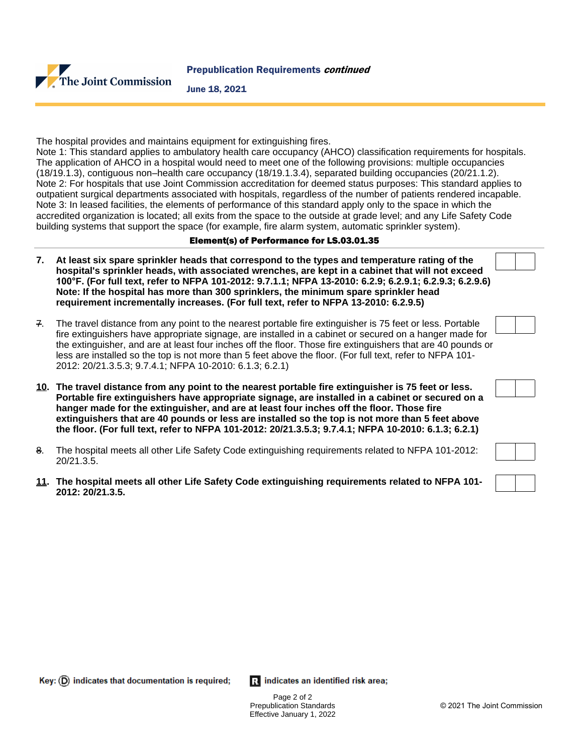The hospital provides and maintains equipment for extinguishing fires.
Note 1: This standard applies to ambulatory health care occupancy (AHCO) classification requirements for hospitals. The application of AHCO in a hospital would need to meet one of the following provisions: multiple occupancies (18/19.1.3), contiguous non–health care occupancy (18/19.1.3.4), separated building occupancies (20/21.1.2).
Note 2: For hospitals that use Joint Commission accreditation for deemed status purposes: This standard applies to outpatient surgical departments associated with hospitals, regardless of the number of patients rendered incapable.
Note 3: In leased facilities, the elements of performance of this standard apply only to the space in which the accredited organization is located; all exits from the space to the outside at grade level; and any Life Safety Code building systems that support the space (for example, fire alarm system, automatic sprinkler system).

### Element(s) of Performance for LS.03.01.35

**7. At least six spare sprinkler heads that correspond to the types and temperature rating of the hospital's sprinkler heads, with associated wrenches, are kept in a cabinet that will not exceed 100°F. (For full text, refer to NFPA 101-2012: 9.7.1.1; NFPA 13-2010: 6.2.9; 6.2.9.1; 6.2.9.3; 6.2.9.6) Note: If the hospital has more than 300 sprinklers, the minimum spare sprinkler head requirement incrementally increases. (For full text, refer to NFPA 13-2010: 6.2.9.5)**

~~7~~. The travel distance from any point to the nearest portable fire extinguisher is 75 feet or less. Portable fire extinguishers have appropriate signage, are installed in a cabinet or secured on a hanger made for the extinguisher, and are at least four inches off the floor. Those fire extinguishers that are 40 pounds or less are installed so the top is not more than 5 feet above the floor. (For full text, refer to NFPA 101-2012: 20/21.3.5.3; 9.7.4.1; NFPA 10-2010: 6.1.3; 6.2.1)

**10. The travel distance from any point to the nearest portable fire extinguisher is 75 feet or less. Portable fire extinguishers have appropriate signage, are installed in a cabinet or secured on a hanger made for the extinguisher, and are at least four inches off the floor. Those fire extinguishers that are 40 pounds or less are installed so the top is not more than 5 feet above the floor. (For full text, refer to NFPA 101-2012: 20/21.3.5.3; 9.7.4.1; NFPA 10-2010: 6.1.3; 6.2.1)**

~~8~~. The hospital meets all other Life Safety Code extinguishing requirements related to NFPA 101-2012: 20/21.3.5.

**11. The hospital meets all other Life Safety Code extinguishing requirements related to NFPA 101-2012: 20/21.3.5.**

Key: (D) indicates that documentation is required; R indicates an identified risk area;